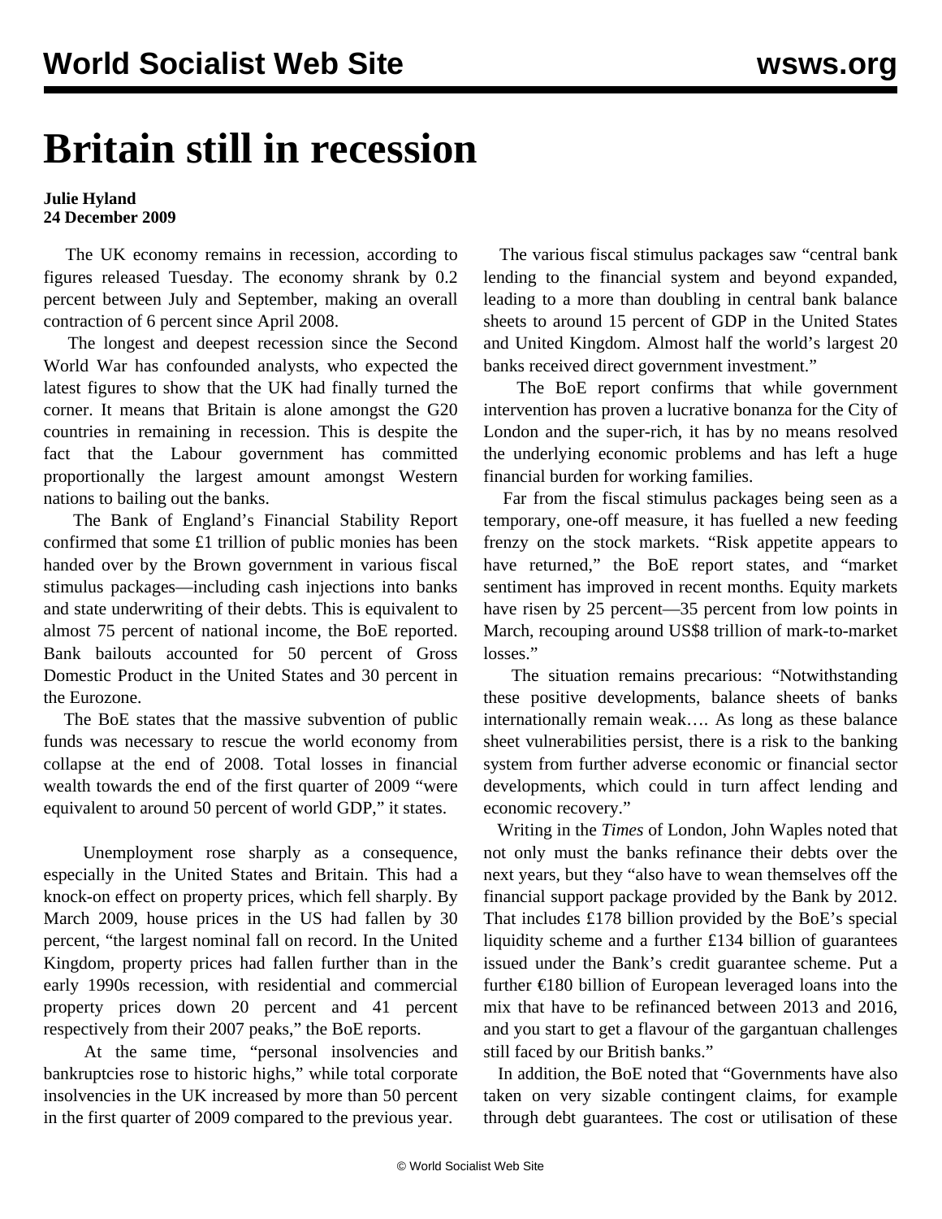# Britain still in recession

**Julie Hyland**
**24 December 2009**

The UK economy remains in recession, according to figures released Tuesday. The economy shrank by 0.2 percent between July and September, making an overall contraction of 6 percent since April 2008.

The longest and deepest recession since the Second World War has confounded analysts, who expected the latest figures to show that the UK had finally turned the corner. It means that Britain is alone amongst the G20 countries in remaining in recession. This is despite the fact that the Labour government has committed proportionally the largest amount amongst Western nations to bailing out the banks.

The Bank of England's Financial Stability Report confirmed that some £1 trillion of public monies has been handed over by the Brown government in various fiscal stimulus packages—including cash injections into banks and state underwriting of their debts. This is equivalent to almost 75 percent of national income, the BoE reported. Bank bailouts accounted for 50 percent of Gross Domestic Product in the United States and 30 percent in the Eurozone.

The BoE states that the massive subvention of public funds was necessary to rescue the world economy from collapse at the end of 2008. Total losses in financial wealth towards the end of the first quarter of 2009 "were equivalent to around 50 percent of world GDP," it states.

Unemployment rose sharply as a consequence, especially in the United States and Britain. This had a knock-on effect on property prices, which fell sharply. By March 2009, house prices in the US had fallen by 30 percent, "the largest nominal fall on record. In the United Kingdom, property prices had fallen further than in the early 1990s recession, with residential and commercial property prices down 20 percent and 41 percent respectively from their 2007 peaks," the BoE reports.

At the same time, "personal insolvencies and bankruptcies rose to historic highs," while total corporate insolvencies in the UK increased by more than 50 percent in the first quarter of 2009 compared to the previous year.

The various fiscal stimulus packages saw "central bank lending to the financial system and beyond expanded, leading to a more than doubling in central bank balance sheets to around 15 percent of GDP in the United States and United Kingdom. Almost half the world's largest 20 banks received direct government investment."

The BoE report confirms that while government intervention has proven a lucrative bonanza for the City of London and the super-rich, it has by no means resolved the underlying economic problems and has left a huge financial burden for working families.

Far from the fiscal stimulus packages being seen as a temporary, one-off measure, it has fuelled a new feeding frenzy on the stock markets. "Risk appetite appears to have returned," the BoE report states, and "market sentiment has improved in recent months. Equity markets have risen by 25 percent—35 percent from low points in March, recouping around US$8 trillion of mark-to-market losses."

The situation remains precarious: "Notwithstanding these positive developments, balance sheets of banks internationally remain weak…. As long as these balance sheet vulnerabilities persist, there is a risk to the banking system from further adverse economic or financial sector developments, which could in turn affect lending and economic recovery."

Writing in the *Times* of London, John Waples noted that not only must the banks refinance their debts over the next years, but they "also have to wean themselves off the financial support package provided by the Bank by 2012. That includes £178 billion provided by the BoE's special liquidity scheme and a further £134 billion of guarantees issued under the Bank's credit guarantee scheme. Put a further €180 billion of European leveraged loans into the mix that have to be refinanced between 2013 and 2016, and you start to get a flavour of the gargantuan challenges still faced by our British banks."

In addition, the BoE noted that "Governments have also taken on very sizable contingent claims, for example through debt guarantees. The cost or utilisation of these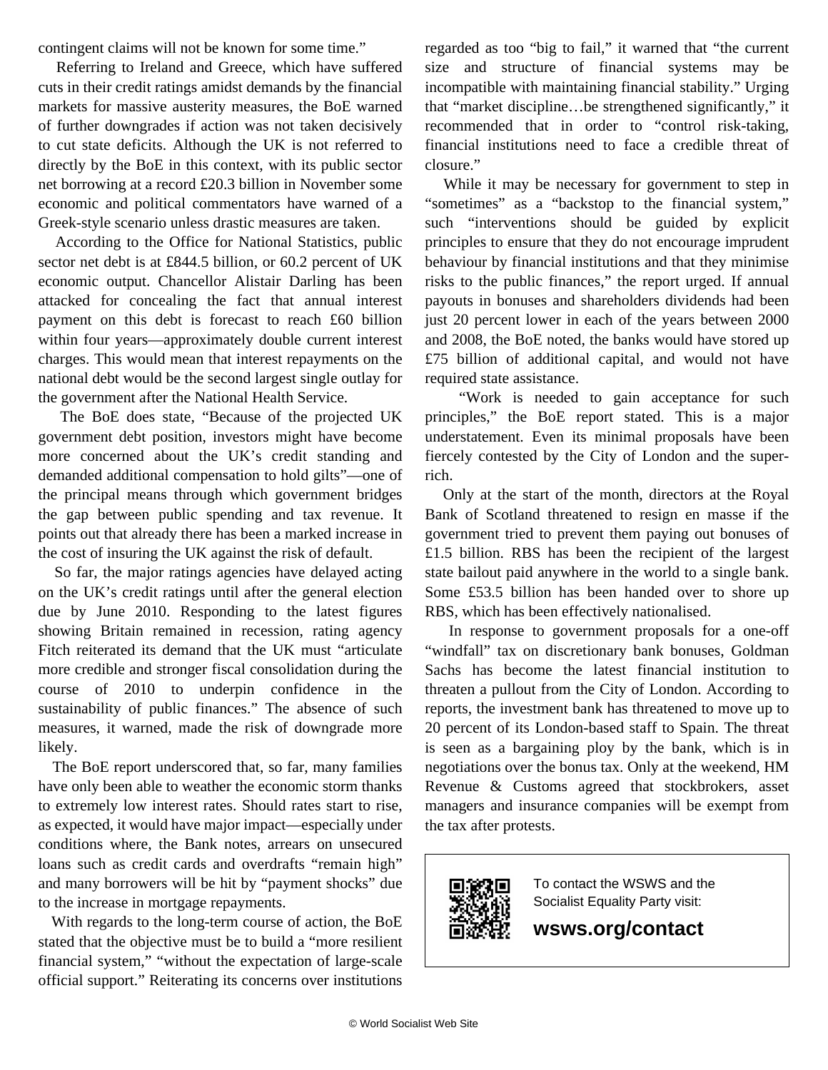contingent claims will not be known for some time."

Referring to Ireland and Greece, which have suffered cuts in their credit ratings amidst demands by the financial markets for massive austerity measures, the BoE warned of further downgrades if action was not taken decisively to cut state deficits. Although the UK is not referred to directly by the BoE in this context, with its public sector net borrowing at a record £20.3 billion in November some economic and political commentators have warned of a Greek-style scenario unless drastic measures are taken.

According to the Office for National Statistics, public sector net debt is at £844.5 billion, or 60.2 percent of UK economic output. Chancellor Alistair Darling has been attacked for concealing the fact that annual interest payment on this debt is forecast to reach £60 billion within four years—approximately double current interest charges. This would mean that interest repayments on the national debt would be the second largest single outlay for the government after the National Health Service.

The BoE does state, "Because of the projected UK government debt position, investors might have become more concerned about the UK's credit standing and demanded additional compensation to hold gilts"—one of the principal means through which government bridges the gap between public spending and tax revenue. It points out that already there has been a marked increase in the cost of insuring the UK against the risk of default.

So far, the major ratings agencies have delayed acting on the UK's credit ratings until after the general election due by June 2010. Responding to the latest figures showing Britain remained in recession, rating agency Fitch reiterated its demand that the UK must "articulate more credible and stronger fiscal consolidation during the course of 2010 to underpin confidence in the sustainability of public finances." The absence of such measures, it warned, made the risk of downgrade more likely.

The BoE report underscored that, so far, many families have only been able to weather the economic storm thanks to extremely low interest rates. Should rates start to rise, as expected, it would have major impact—especially under conditions where, the Bank notes, arrears on unsecured loans such as credit cards and overdrafts "remain high" and many borrowers will be hit by "payment shocks" due to the increase in mortgage repayments.

With regards to the long-term course of action, the BoE stated that the objective must be to build a "more resilient financial system," "without the expectation of large-scale official support." Reiterating its concerns over institutions regarded as too "big to fail," it warned that "the current size and structure of financial systems may be incompatible with maintaining financial stability." Urging that "market discipline…be strengthened significantly," it recommended that in order to "control risk-taking, financial institutions need to face a credible threat of closure."

While it may be necessary for government to step in "sometimes" as a "backstop to the financial system," such "interventions should be guided by explicit principles to ensure that they do not encourage imprudent behaviour by financial institutions and that they minimise risks to the public finances," the report urged. If annual payouts in bonuses and shareholders dividends had been just 20 percent lower in each of the years between 2000 and 2008, the BoE noted, the banks would have stored up £75 billion of additional capital, and would not have required state assistance.

"Work is needed to gain acceptance for such principles," the BoE report stated. This is a major understatement. Even its minimal proposals have been fiercely contested by the City of London and the super-rich.

Only at the start of the month, directors at the Royal Bank of Scotland threatened to resign en masse if the government tried to prevent them paying out bonuses of £1.5 billion. RBS has been the recipient of the largest state bailout paid anywhere in the world to a single bank. Some £53.5 billion has been handed over to shore up RBS, which has been effectively nationalised.

In response to government proposals for a one-off "windfall" tax on discretionary bank bonuses, Goldman Sachs has become the latest financial institution to threaten a pullout from the City of London. According to reports, the investment bank has threatened to move up to 20 percent of its London-based staff to Spain. The threat is seen as a bargaining ploy by the bank, which is in negotiations over the bonus tax. Only at the weekend, HM Revenue & Customs agreed that stockbrokers, asset managers and insurance companies will be exempt from the tax after protests.

To contact the WSWS and the Socialist Equality Party visit:

**wsws.org/contact**